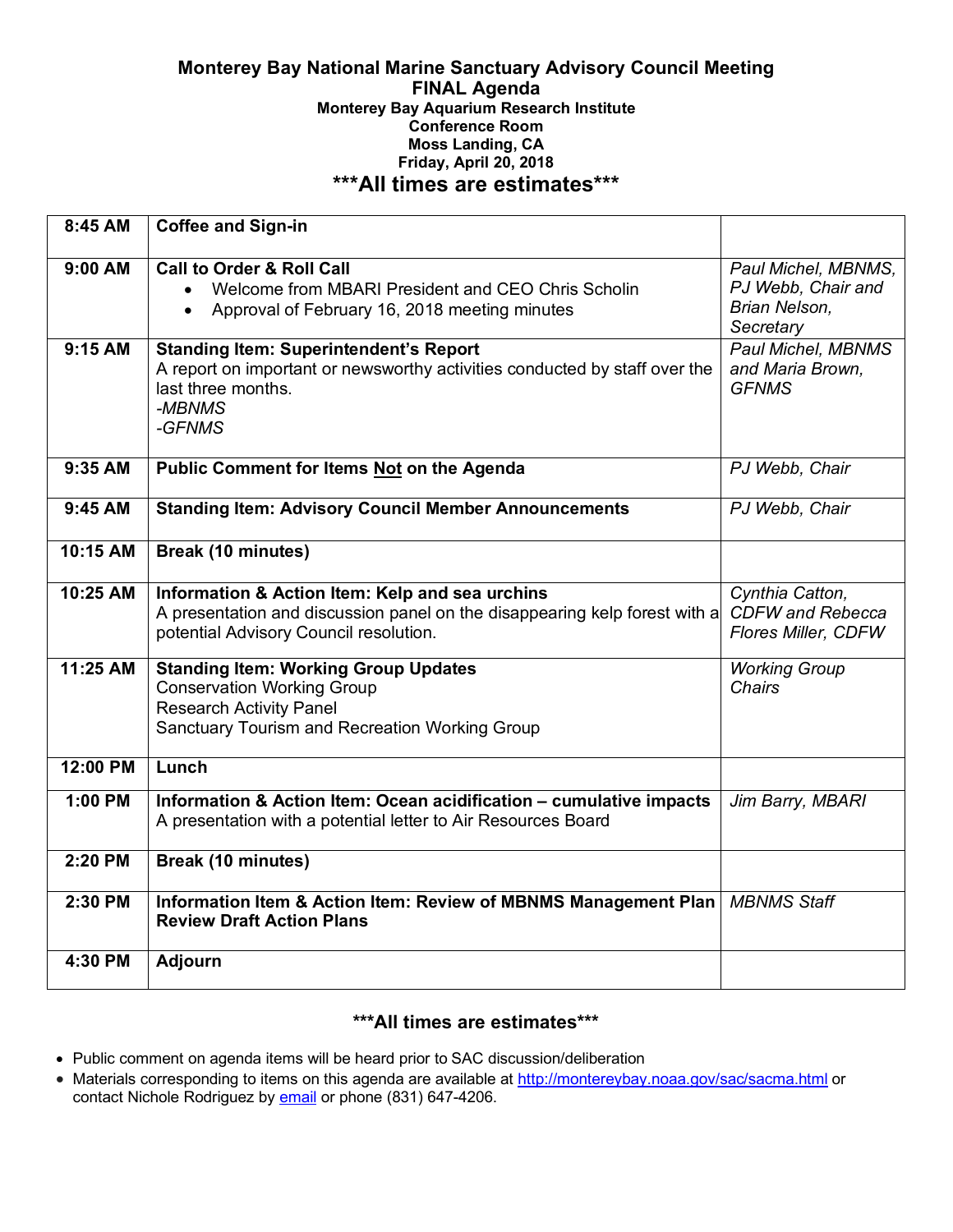# Monterey Bay National Marine Sanctuary Advisory Council Meeting
## FINAL Agenda
### Monterey Bay Aquarium Research Institute
### Conference Room
### Moss Landing, CA
### Friday, April 20, 2018

## ***All times are estimates***

| | | |
|---|---|---|
| **8:45 AM** | **Coffee and Sign-in** | |
| **9:00 AM** | **Call to Order & Roll Call**<br>• Welcome from MBARI President and CEO Chris Scholin<br>• Approval of February 16, 2018 meeting minutes | *Paul Michel, MBNMS, PJ Webb, Chair and Brian Nelson, Secretary* |
| **9:15 AM** | **Standing Item: Superintendent's Report**<br>A report on important or newsworthy activities conducted by staff over the last three months.<br>*-MBNMS*<br>*-GFNMS* | *Paul Michel, MBNMS and Maria Brown, GFNMS* |
| **9:35 AM** | **Public Comment for Items <u>Not</u> on the Agenda** | *PJ Webb, Chair* |
| **9:45 AM** | **Standing Item: Advisory Council Member Announcements** | *PJ Webb, Chair* |
| **10:15 AM** | **Break (10 minutes)** | |
| **10:25 AM** | **Information & Action Item: Kelp and sea urchins**<br>A presentation and discussion panel on the disappearing kelp forest with a potential Advisory Council resolution. | *Cynthia Catton, CDFW and Rebecca Flores Miller, CDFW* |
| **11:25 AM** | **Standing Item: Working Group Updates**<br>Conservation Working Group<br>Research Activity Panel<br>Sanctuary Tourism and Recreation Working Group | *Working Group Chairs* |
| **12:00 PM** | **Lunch** | |
| **1:00 PM** | **Information & Action Item: Ocean acidification – cumulative impacts**<br>A presentation with a potential letter to Air Resources Board | *Jim Barry, MBARI* |
| **2:20 PM** | **Break (10 minutes)** | |
| **2:30 PM** | **Information Item & Action Item: Review of MBNMS Management Plan Review Draft Action Plans** | *MBNMS Staff* |
| **4:30 PM** | **Adjourn** | |

### ***All times are estimates***

- Public comment on agenda items will be heard prior to SAC discussion/deliberation
- Materials corresponding to items on this agenda are available at http://montereybay.noaa.gov/sac/sacma.html or contact Nichole Rodriguez by email or phone (831) 647-4206.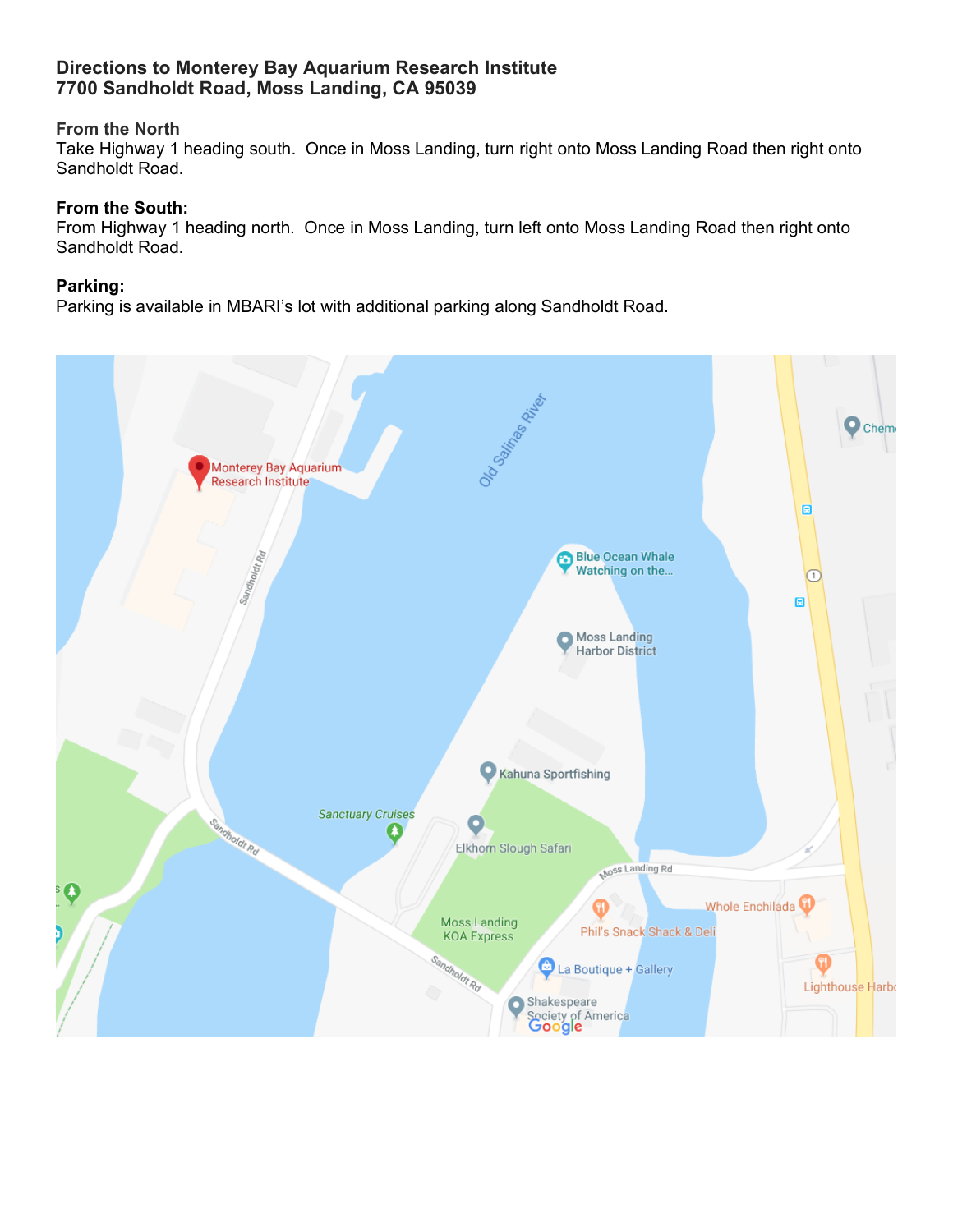**Directions to Monterey Bay Aquarium Research Institute**
**7700 Sandholdt Road, Moss Landing, CA 95039**

**From the North**
Take Highway 1 heading south. Once in Moss Landing, turn right onto Moss Landing Road then right onto Sandholdt Road.

**From the South:**
From Highway 1 heading north. Once in Moss Landing, turn left onto Moss Landing Road then right onto Sandholdt Road.

**Parking:**
Parking is available in MBARI's lot with additional parking along Sandholdt Road.

Monterey Bay Aquarium Research Institute
Sandholdt Rd
Old Salinas River
Blue Ocean Whale Watching on the...
Moss Landing Harbor District
Kahuna Sportfishing
Sanctuary Cruises
Elkhorn Slough Safari
Moss Landing KOA Express
Moss Landing Rd
Phil's Snack Shack & Deli
Whole Enchilada
La Boutique + Gallery
Lighthouse Harb
Shakespeare Society of America
Chem
1
Google